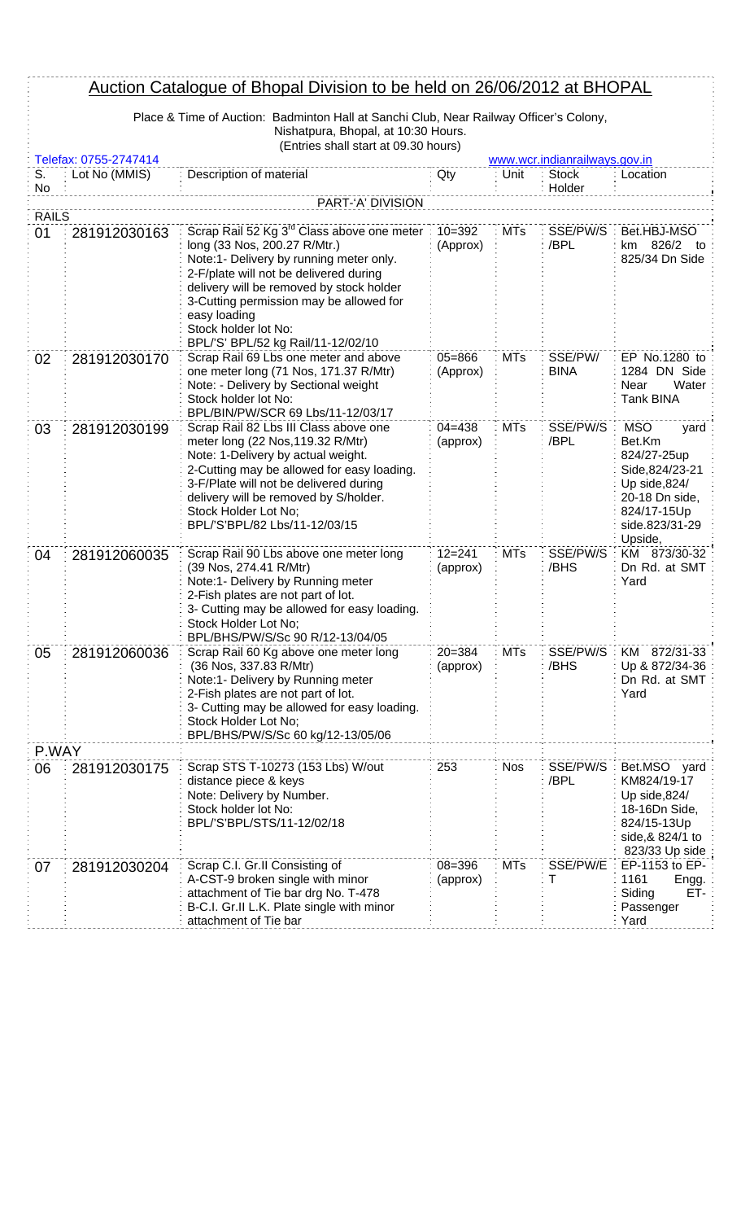# Auction Catalogue of Bhopal Division to be held on 26/06/2012 at BHOPAL

Place & Time of Auction: Badminton Hall at Sanchi Club, Near Railway Officer's Colony, Nishatpura, Bhopal, at 10:30 Hours.
(Entries shall start at 09.30 hours)

Telefax: 0755-2747414 www.wcr.indianrailways.gov.in

| S. No | Lot No (MMIS) | Description of material | Qty | Unit | Stock Holder | Location |
|---|---|---|---|---|---|---|
| | | **PART-'A' DIVISION** | | | | |
| **RAILS** | | | | | | |
| 01 | 281912030163 | Scrap Rail 52 Kg 3rd Class above one meter long (33 Nos, 200.27 R/Mtr.)<br>Note:1- Delivery by running meter only.<br>2-F/plate will not be delivered during delivery will be removed by stock holder<br>3-Cutting permission may be allowed for easy loading<br>Stock holder lot No:<br>BPL/'S' BPL/52 kg Rail/11-12/02/10 | 10=392 (Approx) | MTs | SSE/PW/S /BPL | Bet.HBJ-MSO km 826/2 to 825/34 Dn Side |
| 02 | 281912030170 | Scrap Rail 69 Lbs one meter and above one meter long (71 Nos, 171.37 R/Mtr)<br>Note: - Delivery by Sectional weight<br>Stock holder lot No:<br>BPL/BIN/PW/SCR 69 Lbs/11-12/03/17 | 05=866 (Approx) | MTs | SSE/PW/ BINA | EP No.1280 to 1284 DN Side Near Water Tank BINA |
| 03 | 281912030199 | Scrap Rail 82 Lbs III Class above one meter long (22 Nos,119.32 R/Mtr)<br>Note: 1-Delivery by actual weight.<br>2-Cutting may be allowed for easy loading.<br>3-F/Plate will not be delivered during delivery will be removed by S/holder.<br>Stock Holder Lot No;<br>BPL/'S'BPL/82 Lbs/11-12/03/15 | 04=438 (approx) | MTs | SSE/PW/S /BPL | MSO yard Bet.Km 824/27-25up Side,824/23-21 Up side,824/ 20-18 Dn side, 824/17-15Up side.823/31-29 Upside, |
| 04 | 281912060035 | Scrap Rail 90 Lbs above one meter long (39 Nos, 274.41 R/Mtr)<br>Note:1- Delivery by Running meter<br>2-Fish plates are not part of lot.<br>3- Cutting may be allowed for easy loading.<br>Stock Holder Lot No;<br>BPL/BHS/PW/S/Sc 90 R/12-13/04/05 | 12=241 (approx) | MTs | SSE/PW/S /BHS | KM 873/30-32 Dn Rd. at SMT Yard |
| 05 | 281912060036 | Scrap Rail 60 Kg above one meter long (36 Nos, 337.83 R/Mtr)<br>Note:1- Delivery by Running meter<br>2-Fish plates are not part of lot.<br>3- Cutting may be allowed for easy loading.<br>Stock Holder Lot No;<br>BPL/BHS/PW/S/Sc 60 kg/12-13/05/06 | 20=384 (approx) | MTs | SSE/PW/S /BHS | KM 872/31-33 Up & 872/34-36 Dn Rd. at SMT Yard |
| **P.WAY** | | | | | | |
| 06 | 281912030175 | Scrap STS T-10273 (153 Lbs) W/out distance piece & keys<br>Note: Delivery by Number.<br>Stock holder lot No:<br>BPL/'S'BPL/STS/11-12/02/18 | 253 | Nos | SSE/PW/S /BPL | Bet.MSO yard KM824/19-17 Up side,824/ 18-16Dn Side, 824/15-13Up side,& 824/1 to 823/33 Up side |
| 07 | 281912030204 | Scrap C.I. Gr.II Consisting of<br>A-CST-9 broken single with minor attachment of Tie bar drg No. T-478<br>B-C.I. Gr.II L.K. Plate single with minor attachment of Tie bar | 08=396 (approx) | MTs | SSE/PW/E T | EP-1153 to EP-1161 Engg. Siding ET-Passenger Yard |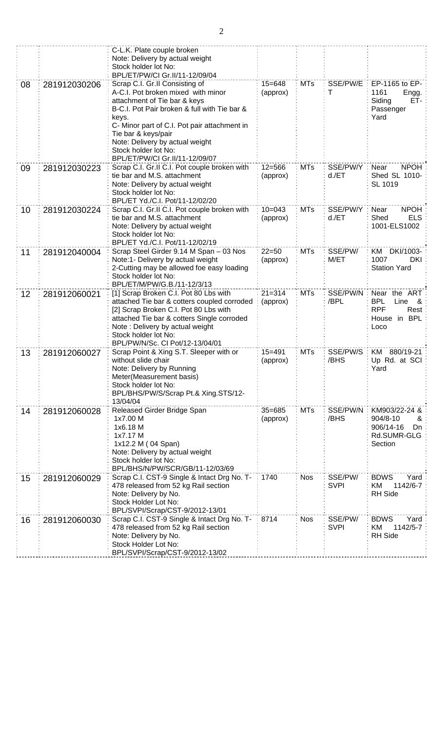| | | | | | | |
|---|---|---|---|---|---|---|
| | | C-L.K. Plate couple broken<br>Note: Delivery by actual weight<br>Stock holder lot No:<br>BPL/ET/PW/CI Gr.II/11-12/09/04 | | | | |
| 08 | 281912030206 | Scrap C.I. Gr.II Consisting of<br>A-C.I. Pot broken mixed with minor attachment of Tie bar & keys<br>B-C.I. Pot Pair broken & full with Tie bar & keys.<br>C- Minor part of C.I. Pot pair attachment in Tie bar & keys/pair<br>Note: Delivery by actual weight<br>Stock holder lot No:<br>BPL/ET/PW/CI Gr.II/11-12/09/07 | 15=648 (approx) | MTs | SSE/PW/ET | EP-1165 to EP-1161 Engg. Siding ET-Passenger Yard |
| 09 | 281912030223 | Scrap C.I. Gr.II C.I. Pot couple broken with tie bar and M.S. attachment<br>Note: Delivery by actual weight<br>Stock holder lot No:<br>BPL/ET Yd./C.I. Pot/11-12/02/20 | 12=566 (approx) | MTs | SSE/PW/Yd./ET | Near NPOH Shed SL 1010-SL 1019 |
| 10 | 281912030224 | Scrap C.I. Gr.II C.I. Pot couple broken with tie bar and M.S. attachment<br>Note: Delivery by actual weight<br>Stock holder lot No:<br>BPL/ET Yd./C.I. Pot/11-12/02/19 | 10=043 (approx) | MTs | SSE/PW/Yd./ET | Near NPOH Shed ELS 1001-ELS1002 |
| 11 | 281912040004 | Scrap Steel Girder 9.14 M Span – 03 Nos<br>Note:1- Delivery by actual weight<br>2-Cutting may be allowed foe easy loading<br>Stock holder lot No:<br>BPL/ET/M/PW/G.B./11-12/3/13 | 22=50 (approx) | MTs | SSE/PW/M/ET | KM DKI/1003-1007 DKI Station Yard |
| 12 | 281912060021 | [1] Scrap Broken C.I. Pot 80 Lbs with attached Tie bar & cotters coupled corroded<br>[2] Scrap Broken C.I. Pot 80 Lbs with attached Tie bar & cotters Single corroded<br>Note : Delivery by actual weight<br>Stock holder lot No:<br>BPL/PW/N/Sc. CI Pot/12-13/04/01 | 21=314 (approx) | MTs | SSE/PW/N/BPL | Near the ART BPL Line & RPF Rest House in BPL Loco |
| 13 | 281912060027 | Scrap Point & Xing S.T. Sleeper with or without slide chair<br>Note: Delivery by Running Meter(Measurement basis)<br>Stock holder lot No:<br>BPL/BHS/PW/S/Scrap Pt.& Xing.STS/12-13/04/04 | 15=491 (approx) | MTs | SSE/PW/S/BHS | KM 880/19-21 Up Rd. at SCI Yard |
| 14 | 281912060028 | Released Girder Bridge Span<br>1x7.00 M<br>1x6.18 M<br>1x7.17 M<br>1x12.2 M ( 04 Span)<br>Note: Delivery by actual weight<br>Stock holder lot No:<br>BPL/BHS/N/PW/SCR/GB/11-12/03/69 | 35=685 (approx) | MTs | SSE/PW/N/BHS | KM903/22-24 & 904/8-10 & 906/14-16 Dn Rd.SUMR-GLG Section |
| 15 | 281912060029 | Scrap C.I. CST-9 Single & Intact Drg No. T-478 released from 52 kg Rail section<br>Note: Delivery by No.<br>Stock Holder Lot No:<br>BPL/SVPI/Scrap/CST-9/2012-13/01 | 1740 | Nos | SSE/PW/SVPI | BDWS Yard KM 1142/6-7 RH Side |
| 16 | 281912060030 | Scrap C.I. CST-9 Single & Intact Drg No. T-478 released from 52 kg Rail section<br>Note: Delivery by No.<br>Stock Holder Lot No:<br>BPL/SVPI/Scrap/CST-9/2012-13/02 | 8714 | Nos | SSE/PW/SVPI | BDWS Yard KM 1142/5-7 RH Side |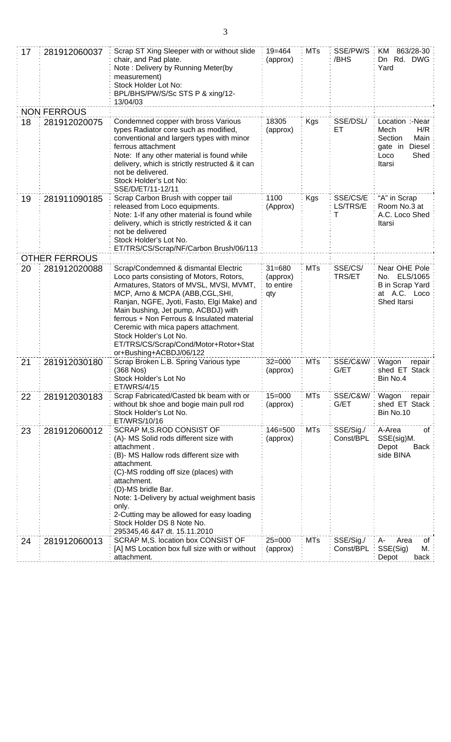| 17 | 281912060037 | Scrap ST Xing Sleeper with or without slide chair, and Pad plate.<br>Note : Delivery by Running Meter(by measurement)<br>Stock Holder Lot No:<br>BPL/BHS/PW/S/Sc STS P & xing/12-13/04/03 | 19=464 (approx) | MTs | SSE/PW/S /BHS | KM 863/28-30 Dn Rd. DWG Yard |
|---|---|---|---|---|---|---|
| | **NON FERROUS** | | | | | |
| 18 | 281912020075 | Condemned copper with bross Various types Radiator core such as modified, conventional and largers types with minor ferrous attachment<br>Note: If any other material is found while delivery, which is strictly restructed & it can not be delivered.<br>Stock Holder's Lot No:<br>SSE/D/ET/11-12/11 | 18305 (approx) | Kgs | SSE/DSL/ ET | Location :-Near Mech H/R Section Main gate in Diesel Loco Shed Itarsi |
| 19 | 281911090185 | Scrap Carbon Brush with copper tail released from Loco equipments.<br>Note: 1-If any other material is found while delivery, which is strictly restricted & it can not be delivered<br>Stock Holder's Lot No.<br>ET/TRS/CS/Scrap/NF/Carbon Brush/06/113 | 1100 (Approx) | Kgs | SSE/CS/E LS/TRS/E T | "A" in Scrap Room No.3 at A.C. Loco Shed Itarsi |
| | **OTHER FERROUS** | | | | | |
| 20 | 281912020088 | Scrap/Condemned & dismantal Electric Loco parts consisting of Motors, Rotors, Armatures, Stators of MVSL, MVSI, MVMT, MCP, Arno & MCPA (ABB,CGL,SHI, Ranjan, NGFE, Jyoti, Fasto, Elgi Make) and Main bushing, Jet pump, ACBDJ) with ferrous + Non Ferrous & Insulated material Ceremic with mica papers attachment.<br>Stock Holder's Lot No.<br>ET/TRS/CS/Scrap/Cond/Motor+Rotor+Stat or+Bushing+ACBDJ/06/122 | 31=680 (approx) to entire qty | MTs | SSE/CS/ TRS/ET | Near OHE Pole No. ELS/1065 B in Scrap Yard at A.C. Loco Shed Itarsi |
| 21 | 281912030180 | Scrap Broken L.B. Spring Various type (368 Nos)<br>Stock Holder's Lot No<br>ET/WRS/4/15 | 32=000 (approx) | MTs | SSE/C&W/ G/ET | Wagon repair shed ET Stack Bin No.4 |
| 22 | 281912030183 | Scrap Fabricated/Casted bk beam with or without bk shoe and bogie main pull rod<br>Stock Holder's Lot No.<br>ET/WRS/10/16 | 15=000 (approx) | MTs | SSE/C&W/ G/ET | Wagon repair shed ET Stack Bin No.10 |
| 23 | 281912060012 | SCRAP M,S.ROD CONSIST OF<br>(A)- MS Solid rods different size with attachment .<br>(B)- MS Hallow rods different size with attachment.<br>(C)-MS rodding off size (places) with attachment.<br>(D)-MS bridle Bar.<br>Note: 1-Delivery by actual weighment basis only.<br>2-Cutting may be allowed for easy loading<br>Stock Holder DS 8 Note No.<br>295345,46 &47 dt. 15.11.2010 | 146=500 (approx) | MTs | SSE/Sig./ Const/BPL | A-Area of SSE(sig)M. Depot Back side BINA |
| 24 | 281912060013 | SCRAP M,S. location box CONSIST OF<br>[A] MS Location box full size with or without attachment. | 25=000 (approx) | MTs | SSE/Sig./ Const/BPL | A- Area of SSE(Sig) M. Depot back |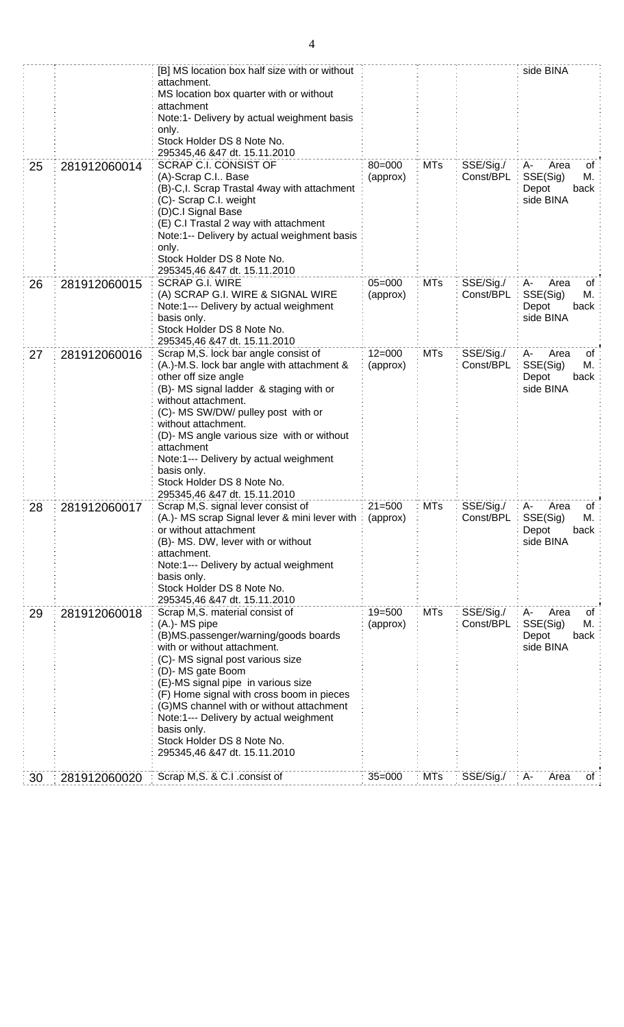|  |  |  |  |  |  |  |
|---|---|---|---|---|---|---|
|  |  | [B] MS location box half size with or without attachment.<br>MS location box quarter with or without attachment<br>Note:1- Delivery by actual weighment basis only.<br>Stock Holder DS 8 Note No. 295345,46 &47 dt. 15.11.2010 |  |  |  | side BINA |
| 25 | 281912060014 | SCRAP C.I. CONSIST OF<br>(A)-Scrap C.I.. Base<br>(B)-C,I. Scrap Trastal 4way with attachment<br>(C)- Scrap C.I. weight<br>(D)C.I Signal Base<br>(E) C.I Trastal 2 way with attachment<br>Note:1-- Delivery by actual weighment basis only.<br>Stock Holder DS 8 Note No. 295345,46 &47 dt. 15.11.2010 | 80=000 (approx) | MTs | SSE/Sig./ Const/BPL | A- Area of SSE(Sig) M. Depot back side BINA |
| 26 | 281912060015 | SCRAP G.I. WIRE<br>(A) SCRAP G.I. WIRE & SIGNAL WIRE<br>Note:1--- Delivery by actual weighment basis only.<br>Stock Holder DS 8 Note No. 295345,46 &47 dt. 15.11.2010 | 05=000 (approx) | MTs | SSE/Sig./ Const/BPL | A- Area of SSE(Sig) M. Depot back side BINA |
| 27 | 281912060016 | Scrap M,S. lock bar angle consist of<br>(A.)-M.S. lock bar angle with attachment & other off size angle<br>(B)- MS signal ladder & staging with or without attachment.<br>(C)- MS SW/DW/ pulley post with or without attachment.<br>(D)- MS angle various size with or without attachment<br>Note:1--- Delivery by actual weighment basis only.<br>Stock Holder DS 8 Note No. 295345,46 &47 dt. 15.11.2010 | 12=000 (approx) | MTs | SSE/Sig./ Const/BPL | A- Area of SSE(Sig) M. Depot back side BINA |
| 28 | 281912060017 | Scrap M,S. signal lever consist of<br>(A.)- MS scrap Signal lever & mini lever with or without attachment<br>(B)- MS. DW, lever with or without attachment.<br>Note:1--- Delivery by actual weighment basis only.<br>Stock Holder DS 8 Note No. 295345,46 &47 dt. 15.11.2010 | 21=500 (approx) | MTs | SSE/Sig./ Const/BPL | A- Area of SSE(Sig) M. Depot back side BINA |
| 29 | 281912060018 | Scrap M,S. material consist of<br>(A.)- MS pipe<br>(B)MS.passenger/warning/goods boards with or without attachment.<br>(C)- MS signal post various size<br>(D)- MS gate Boom<br>(E)-MS signal pipe in various size<br>(F) Home signal with cross boom in pieces<br>(G)MS channel with or without attachment<br>Note:1--- Delivery by actual weighment basis only.<br>Stock Holder DS 8 Note No. 295345,46 &47 dt. 15.11.2010 | 19=500 (approx) | MTs | SSE/Sig./ Const/BPL | A- Area of SSE(Sig) M. Depot back side BINA |
| 30 | 281912060020 | Scrap M,S. & C.I .consist of | 35=000 | MTs | SSE/Sig./ | A- Area of |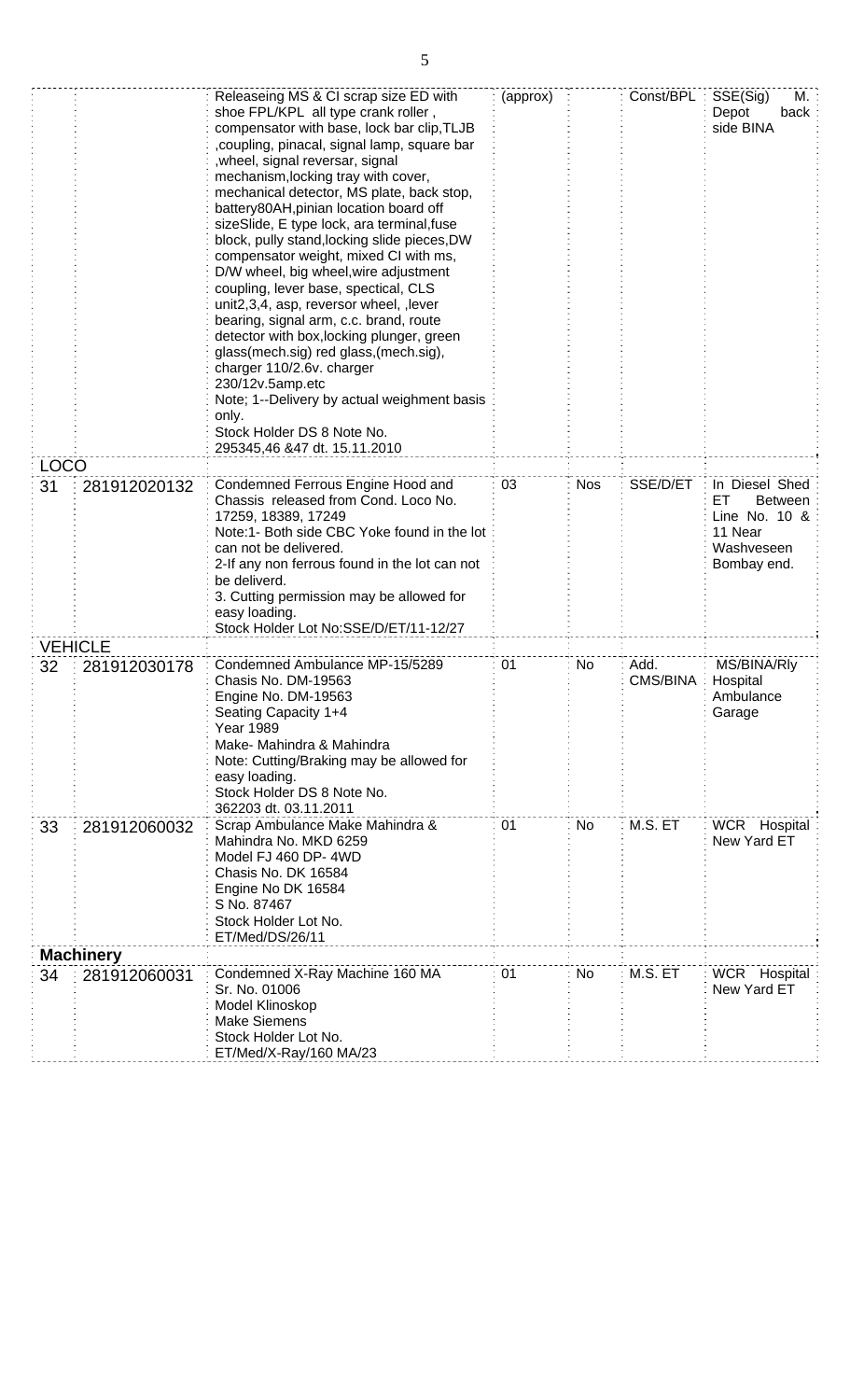| | | | | | | |
|---|---|---|---|---|---|---|
| | | Releaseing MS & CI scrap size ED with shoe FPL/KPL all type crank roller , compensator with base, lock bar clip,TLJB ,coupling, pinacal, signal lamp, square bar ,wheel, signal reversar, signal mechanism,locking tray with cover, mechanical detector, MS plate, back stop, battery80AH,pinian location board off sizeSlide, E type lock, ara terminal,fuse block, pully stand,locking slide pieces,DW compensator weight, mixed CI with ms, D/W wheel, big wheel,wire adjustment coupling, lever base, spectical, CLS unit2,3,4, asp, reversor wheel, ,lever bearing, signal arm, c.c. brand, route detector with box,locking plunger, green glass(mech.sig) red glass,(mech.sig), charger 110/2.6v. charger 230/12v.5amp.etc<br>Note; 1--Delivery by actual weighment basis only.<br>Stock Holder DS 8 Note No. 295345,46 &47 dt. 15.11.2010 | (approx) | | Const/BPL | SSE(Sig) M. Depot back side BINA |
| **LOCO** | | | | | | |
| 31 | 281912020132 | Condemned Ferrous Engine Hood and Chassis released from Cond. Loco No. 17259, 18389, 17249<br>Note:1- Both side CBC Yoke found in the lot can not be delivered.<br>2-If any non ferrous found in the lot can not be deliverd.<br>3. Cutting permission may be allowed for easy loading.<br>Stock Holder Lot No:SSE/D/ET/11-12/27 | 03 | Nos | SSE/D/ET | In Diesel Shed ET Between Line No. 10 & 11 Near Washveseen Bombay end. |
| **VEHICLE** | | | | | | |
| 32 | 281912030178 | Condemned Ambulance MP-15/5289<br>Chasis No. DM-19563<br>Engine No. DM-19563<br>Seating Capacity 1+4<br>Year 1989<br>Make- Mahindra & Mahindra<br>Note: Cutting/Braking may be allowed for easy loading.<br>Stock Holder DS 8 Note No. 362203 dt. 03.11.2011 | 01 | No | Add. CMS/BINA | MS/BINA/Rly Hospital Ambulance Garage |
| 33 | 281912060032 | Scrap Ambulance Make Mahindra & Mahindra No. MKD 6259<br>Model FJ 460 DP- 4WD<br>Chasis No. DK 16584<br>Engine No DK 16584<br>S No. 87467<br>Stock Holder Lot No. ET/Med/DS/26/11 | 01 | No | M.S. ET | WCR Hospital New Yard ET |
| **Machinery** | | | | | | |
| 34 | 281912060031 | Condemned X-Ray Machine 160 MA<br>Sr. No. 01006<br>Model Klinoskop<br>Make Siemens<br>Stock Holder Lot No. ET/Med/X-Ray/160 MA/23 | 01 | No | M.S. ET | WCR Hospital New Yard ET |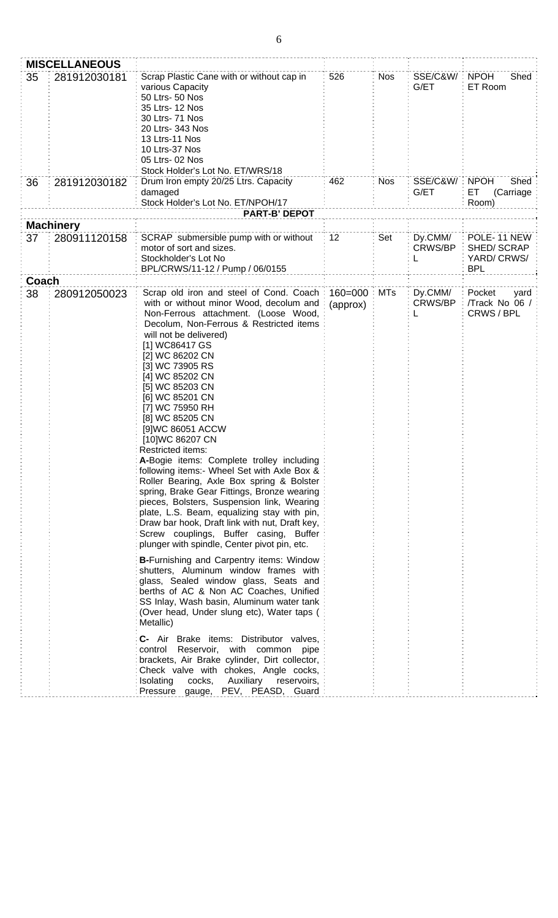| | | | | | | |
|---|---|---|---|---|---|---|
| **MISCELLANEOUS** | | | | | | |
| 35 | 281912030181 | Scrap Plastic Cane with or without cap in various Capacity<br>50 Ltrs- 50 Nos<br>35 Ltrs- 12 Nos<br>30 Ltrs- 71 Nos<br>20 Ltrs- 343 Nos<br>13 Ltrs-11 Nos<br>10 Ltrs-37 Nos<br>05 Ltrs- 02 Nos<br>Stock Holder's Lot No. ET/WRS/18 | 526 | Nos | SSE/C&W/ G/ET | NPOH Shed ET Room |
| 36 | 281912030182 | Drum Iron empty 20/25 Ltrs. Capacity damaged<br>Stock Holder's Lot No. ET/NPOH/17 | 462 | Nos | SSE/C&W/ G/ET | NPOH Shed ET (Carriage Room) |
| | | **PART-B' DEPOT** | | | | |
| **Machinery** | | | | | | |
| 37 | 280911120158 | SCRAP submersible pump with or without motor of sort and sizes.<br>Stockholder's Lot No<br>BPL/CRWS/11-12 / Pump / 06/0155 | 12 | Set | Dy.CMM/ CRWS/BPL | POLE- 11 NEW SHED/ SCRAP YARD/ CRWS/ BPL |
| **Coach** | | | | | | |
| 38 | 280912050023 | Scrap old iron and steel of Cond. Coach with or without minor Wood, decolum and Non-Ferrous attachment. (Loose Wood, Decolum, Non-Ferrous & Restricted items will not be delivered)<br>[1] WC86417 GS<br>[2] WC 86202 CN<br>[3] WC 73905 RS<br>[4] WC 85202 CN<br>[5] WC 85203 CN<br>[6] WC 85201 CN<br>[7] WC 75950 RH<br>[8] WC 85205 CN<br>[9]WC 86051 ACCW<br>[10]WC 86207 CN<br>Restricted items:<br>**A-**Bogie items: Complete trolley including following items:- Wheel Set with Axle Box & Roller Bearing, Axle Box spring & Bolster spring, Brake Gear Fittings, Bronze wearing pieces, Bolsters, Suspension link, Wearing plate, L.S. Beam, equalizing stay with pin, Draw bar hook, Draft link with nut, Draft key, Screw couplings, Buffer casing, Buffer plunger with spindle, Center pivot pin, etc.<br>**B-**Furnishing and Carpentry items: Window shutters, Aluminum window frames with glass, Sealed window glass, Seats and berths of AC & Non AC Coaches, Unified SS Inlay, Wash basin, Aluminum water tank (Over head, Under slung etc), Water taps ( Metallic)<br>**C-** Air Brake items: Distributor valves, control Reservoir, with common pipe brackets, Air Brake cylinder, Dirt collector, Check valve with chokes, Angle cocks, Isolating cocks, Auxiliary reservoirs, Pressure gauge, PEV, PEASD, Guard | 160=000 (approx) | MTs | Dy.CMM/ CRWS/BPL | Pocket yard /Track No 06 / CRWS / BPL |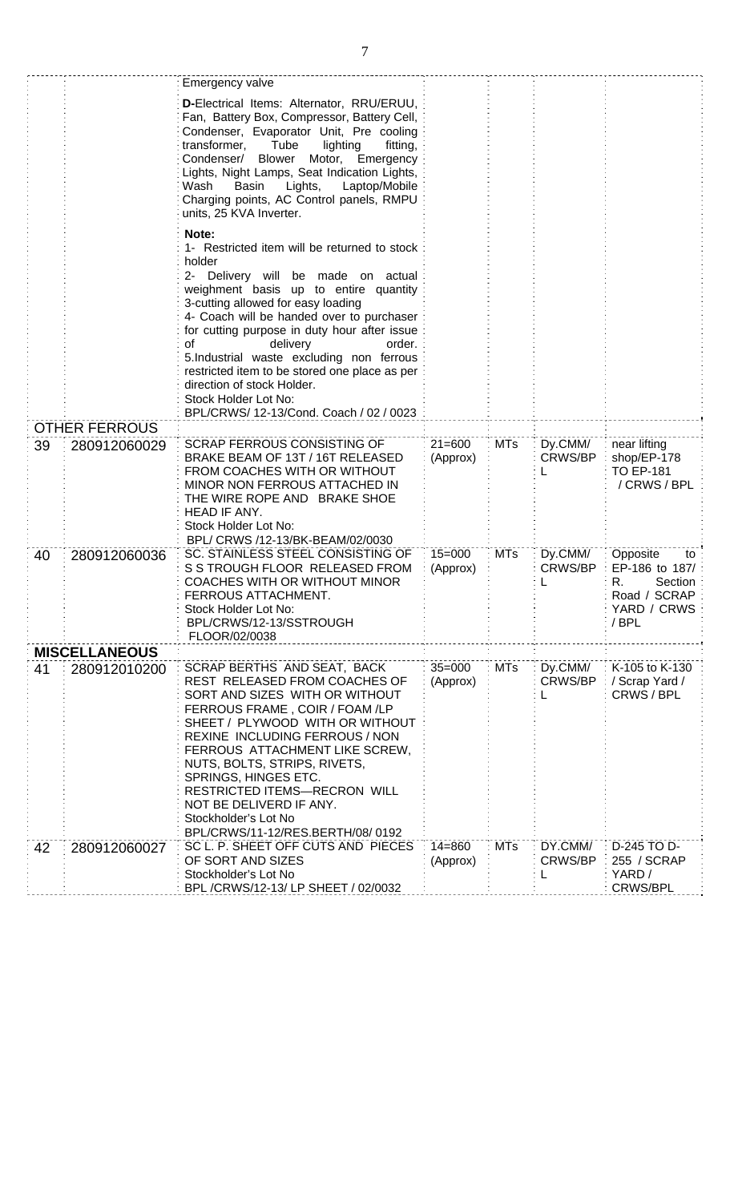| | | | | | | |
|---|---|---|---|---|---|---|
| | | Emergency valve<br><br>**D**-Electrical Items: Alternator, RRU/ERUU, Fan, Battery Box, Compressor, Battery Cell, Condenser, Evaporator Unit, Pre cooling transformer, Tube lighting fitting, Condenser/ Blower Motor, Emergency Lights, Night Lamps, Seat Indication Lights, Wash Basin Lights, Laptop/Mobile Charging points, AC Control panels, RMPU units, 25 KVA Inverter.<br><br>**Note:**<br>1- Restricted item will be returned to stock holder<br>2- Delivery will be made on actual weighment basis up to entire quantity<br>3-cutting allowed for easy loading<br>4- Coach will be handed over to purchaser for cutting purpose in duty hour after issue of delivery order.<br>5.Industrial waste excluding non ferrous restricted item to be stored one place as per direction of stock Holder.<br>Stock Holder Lot No:<br>BPL/CRWS/ 12-13/Cond. Coach / 02 / 0023 | | | | |
| **OTHER FERROUS** | | | | | | |
| 39 | 280912060029 | SCRAP FERROUS CONSISTING OF BRAKE BEAM OF 13T / 16T RELEASED FROM COACHES WITH OR WITHOUT MINOR NON FERROUS ATTACHED IN THE WIRE ROPE AND BRAKE SHOE HEAD IF ANY.<br>Stock Holder Lot No:<br>BPL/ CRWS /12-13/BK-BEAM/02/0030 | 21=600 (Approx) | MTs | Dy.CMM/ CRWS/BPL | near lifting shop/EP-178 TO EP-181 / CRWS / BPL |
| 40 | 280912060036 | SC. STAINLESS STEEL CONSISTING OF S S TROUGH FLOOR RELEASED FROM COACHES WITH OR WITHOUT MINOR FERROUS ATTACHMENT.<br>Stock Holder Lot No:<br>BPL/CRWS/12-13/SSTROUGH FLOOR/02/0038 | 15=000 (Approx) | MTs | Dy.CMM/ CRWS/BPL | Opposite to EP-186 to 187/ R. Section Road / SCRAP YARD / CRWS / BPL |
| **MISCELLANEOUS** | | | | | | |
| 41 | 280912010200 | SCRAP BERTHS AND SEAT, BACK REST RELEASED FROM COACHES OF SORT AND SIZES WITH OR WITHOUT FERROUS FRAME , COIR / FOAM /LP SHEET / PLYWOOD WITH OR WITHOUT REXINE INCLUDING FERROUS / NON FERROUS ATTACHMENT LIKE SCREW, NUTS, BOLTS, STRIPS, RIVETS, SPRINGS, HINGES ETC.<br>RESTRICTED ITEMS—RECRON WILL NOT BE DELIVERD IF ANY.<br>Stockholder's Lot No<br>BPL/CRWS/11-12/RES.BERTH/08/ 0192 | 35=000 (Approx) | MTs | Dy.CMM/ CRWS/BPL | K-105 to K-130 / Scrap Yard / CRWS / BPL |
| 42 | 280912060027 | SC L. P. SHEET OFF CUTS AND PIECES OF SORT AND SIZES<br>Stockholder's Lot No<br>BPL /CRWS/12-13/ LP SHEET / 02/0032 | 14=860 (Approx) | MTs | DY.CMM/ CRWS/BPL | D-245 TO D-255 / SCRAP YARD / CRWS/BPL |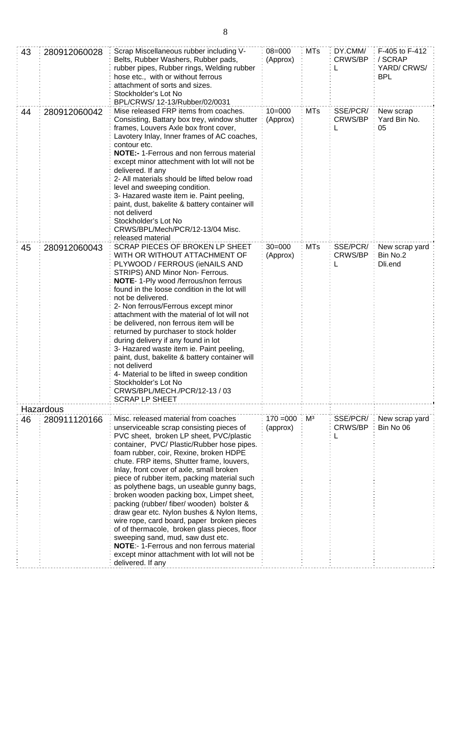| 43 | 280912060028 | Scrap Miscellaneous rubber including V-Belts, Rubber Washers, Rubber pads, rubber pipes, Rubber rings, Welding rubber hose etc., with or without ferrous attachment of sorts and sizes. Stockholder's Lot No BPL/CRWS/ 12-13/Rubber/02/0031 | 08=000 (Approx) | MTs | DY.CMM/ CRWS/BPL | F-405 to F-412 / SCRAP YARD/ CRWS/ BPL |
|---|---|---|---|---|---|---|
| 44 | 280912060042 | Mise released FRP items from coaches. Consisting, Battary box trey, window shutter frames, Louvers Axle box front cover, Lavotery Inlay, Inner frames of AC coaches, contour etc.<br>**NOTE:-** 1-Ferrous and non ferrous material except minor attachment with lot will not be delivered. If any<br>2- All materials should be lifted below road level and sweeping condition.<br>3- Hazared waste item ie. Paint peeling, paint, dust, bakelite & battery container will not deliverd<br>Stockholder's Lot No CRWS/BPL/Mech/PCR/12-13/04 Misc. released material | 10=000 (Approx) | MTs | SSE/PCR/ CRWS/BPL | New scrap Yard Bin No. 05 |
| 45 | 280912060043 | SCRAP PIECES OF BROKEN LP SHEET WITH OR WITHOUT ATTACHMENT OF PLYWOOD / FERROUS (ieNAILS AND STRIPS) AND Minor Non- Ferrous.<br>**NOTE**- 1-Ply wood /ferrous/non ferrous found in the loose condition in the lot will not be delivered.<br>2- Non ferrous/Ferrous except minor attachment with the material of lot will not be delivered, non ferrous item will be returned by purchaser to stock holder during delivery if any found in lot<br>3- Hazared waste item ie. Paint peeling, paint, dust, bakelite & battery container will not deliverd<br>4- Material to be lifted in sweep condition<br>Stockholder's Lot No CRWS/BPL/MECH./PCR/12-13 / 03 SCRAP LP SHEET | 30=000 (Approx) | MTs | SSE/PCR/ CRWS/BPL | New scrap yard Bin No.2 Dli.end |
| Hazardous | | | | | | |
| 46 | 280911120166 | Misc. released material from coaches unserviceable scrap consisting pieces of PVC sheet, broken LP sheet, PVC/plastic container, PVC/ Plastic/Rubber hose pipes. foam rubber, coir, Rexine, broken HDPE chute. FRP items, Shutter frame, louvers, Inlay, front cover of axle, small broken piece of rubber item, packing material such as polythene bags, un useable gunny bags, broken wooden packing box, Limpet sheet, packing (rubber/ fiber/ wooden) bolster & draw gear etc. Nylon bushes & Nylon Items, wire rope, card board, paper broken pieces of of thermacole, broken glass pieces, floor sweeping sand, mud, saw dust etc.<br>**NOTE**:- 1-Ferrous and non ferrous material except minor attachment with lot will not be delivered. If any | 170 =000 (approx) | $M^3$ | SSE/PCR/ CRWS/BPL | New scrap yard Bin No 06 |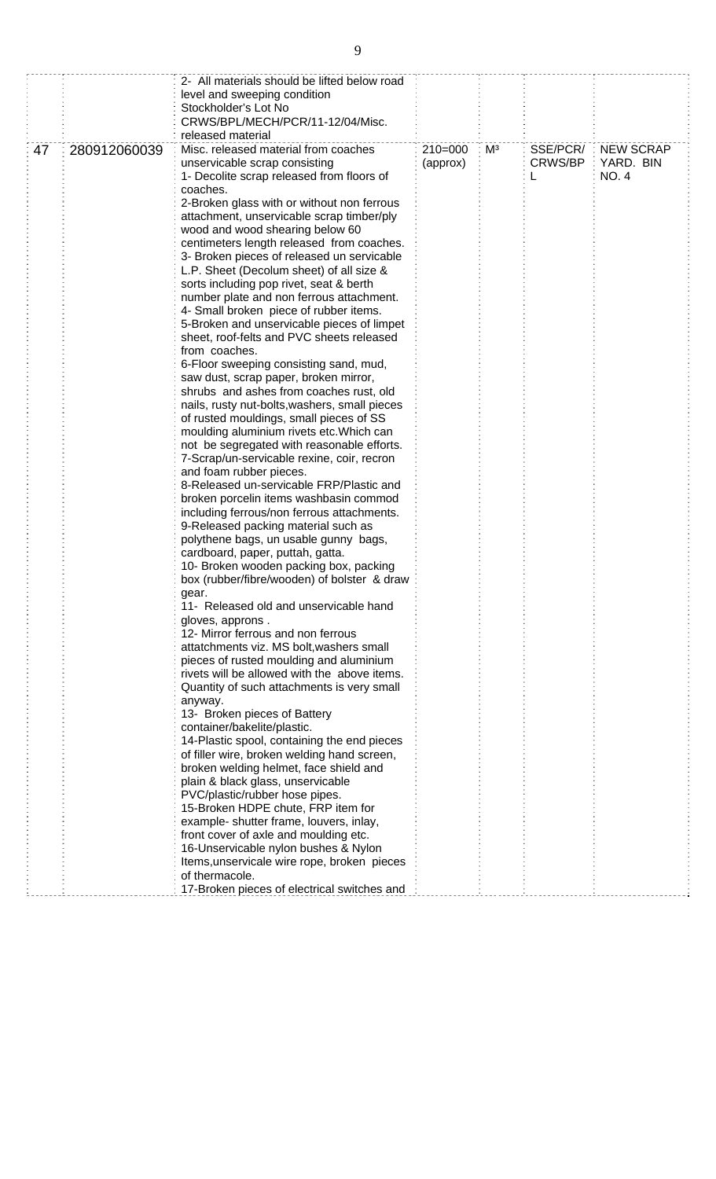| | | | | | | |
|---|---|---|---|---|---|---|
| | | 2- All materials should be lifted below road level and sweeping condition<br>Stockholder's Lot No CRWS/BPL/MECH/PCR/11-12/04/Misc. released material | | | | |
| 47 | 280912060039 | Misc. released material from coaches unservicable scrap consisting<br>1- Decolite scrap released from floors of coaches.<br>2-Broken glass with or without non ferrous attachment, unservicable scrap timber/ply wood and wood shearing below 60 centimeters length released from coaches.<br>3- Broken pieces of released un servicable L.P. Sheet (Decolum sheet) of all size & sorts including pop rivet, seat & berth number plate and non ferrous attachment.<br>4- Small broken piece of rubber items.<br>5-Broken and unservicable pieces of limpet sheet, roof-felts and PVC sheets released from coaches.<br>6-Floor sweeping consisting sand, mud, saw dust, scrap paper, broken mirror, shrubs and ashes from coaches rust, old nails, rusty nut-bolts,washers, small pieces of rusted mouldings, small pieces of SS moulding aluminium rivets etc.Which can not be segregated with reasonable efforts.<br>7-Scrap/un-servicable rexine, coir, recron and foam rubber pieces.<br>8-Released un-servicable FRP/Plastic and broken porcelin items washbasin commod including ferrous/non ferrous attachments.<br>9-Released packing material such as polythene bags, un usable gunny bags, cardboard, paper, puttah, gatta.<br>10- Broken wooden packing box, packing box (rubber/fibre/wooden) of bolster & draw gear.<br>11- Released old and unservicable hand gloves, approns .<br>12- Mirror ferrous and non ferrous attatchments viz. MS bolt,washers small pieces of rusted moulding and aluminium rivets will be allowed with the above items. Quantity of such attachments is very small anyway.<br>13- Broken pieces of Battery container/bakelite/plastic.<br>14-Plastic spool, containing the end pieces of filler wire, broken welding hand screen, broken welding helmet, face shield and plain & black glass, unservicable PVC/plastic/rubber hose pipes.<br>15-Broken HDPE chute, FRP item for example- shutter frame, louvers, inlay, front cover of axle and moulding etc.<br>16-Unservicable nylon bushes & Nylon Items,unservicale wire rope, broken pieces of thermacole.<br>17-Broken pieces of electrical switches and | 210=000 (approx) | M³ | SSE/PCR/ CRWS/BPL | NEW SCRAP YARD. BIN NO. 4 |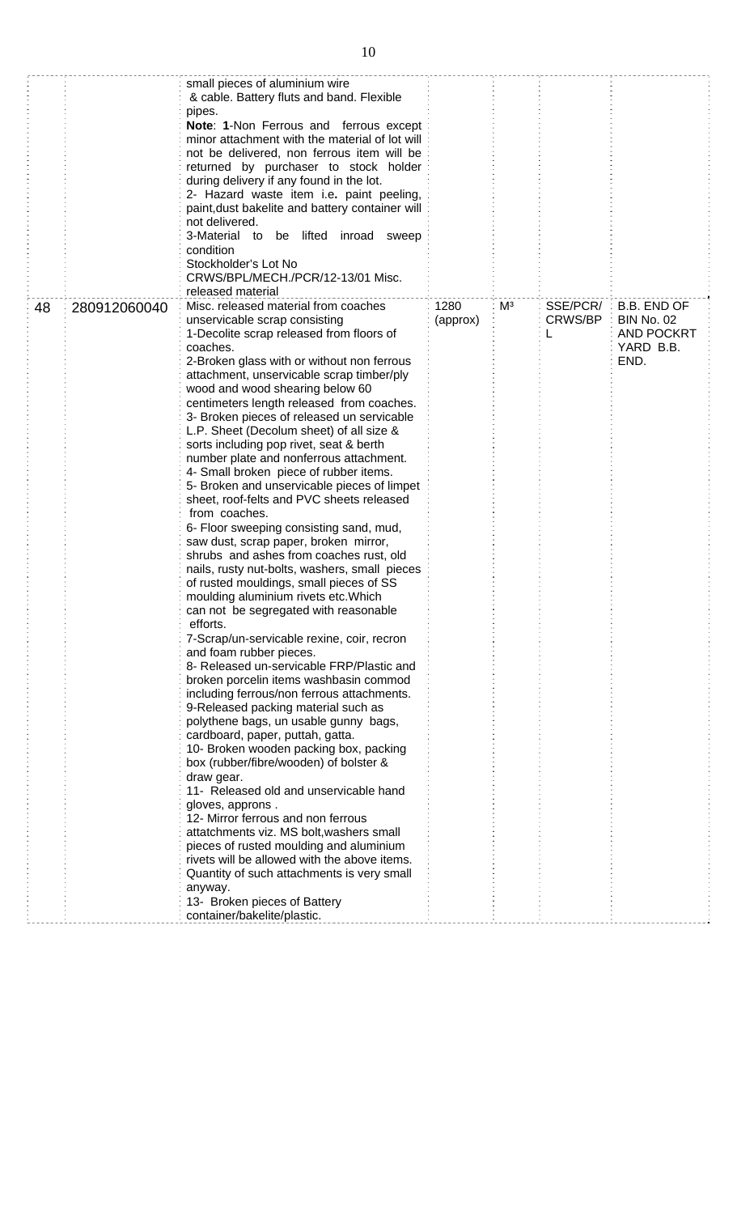| | | | | | | |
|---|---|---|---|---|---|---|
| | | small pieces of aluminium wire & cable. Battery fluts and band. Flexible pipes.<br>**Note**: **1**-Non Ferrous and ferrous except minor attachment with the material of lot will not be delivered, non ferrous item will be returned by purchaser to stock holder during delivery if any found in the lot.<br>2- Hazard waste item i.e**.** paint peeling, paint,dust bakelite and battery container will not delivered.<br>3-Material to be lifted inroad sweep condition<br>Stockholder's Lot No CRWS/BPL/MECH./PCR/12-13/01 Misc. released material | | | | |
| 48 | 280912060040 | Misc. released material from coaches unservicable scrap consisting<br>1-Decolite scrap released from floors of coaches.<br>2-Broken glass with or without non ferrous attachment, unservicable scrap timber/ply wood and wood shearing below 60 centimeters length released from coaches.<br>3- Broken pieces of released un servicable L.P. Sheet (Decolum sheet) of all size & sorts including pop rivet, seat & berth number plate and nonferrous attachment.<br>4- Small broken piece of rubber items.<br>5- Broken and unservicable pieces of limpet sheet, roof-felts and PVC sheets released from coaches.<br>6- Floor sweeping consisting sand, mud, saw dust, scrap paper, broken mirror, shrubs and ashes from coaches rust, old nails, rusty nut-bolts, washers, small pieces of rusted mouldings, small pieces of SS moulding aluminium rivets etc.Which can not be segregated with reasonable efforts.<br>7-Scrap/un-servicable rexine, coir, recron and foam rubber pieces.<br>8- Released un-servicable FRP/Plastic and broken porcelin items washbasin commod including ferrous/non ferrous attachments.<br>9-Released packing material such as polythene bags, un usable gunny bags, cardboard, paper, puttah, gatta.<br>10- Broken wooden packing box, packing box (rubber/fibre/wooden) of bolster & draw gear.<br>11- Released old and unservicable hand gloves, approns .<br>12- Mirror ferrous and non ferrous attatchments viz. MS bolt,washers small pieces of rusted moulding and aluminium rivets will be allowed with the above items. Quantity of such attachments is very small anyway.<br>13- Broken pieces of Battery container/bakelite/plastic. | 1280 (approx) | M³ | SSE/PCR/ CRWS/BPL | B.B. END OF BIN No. 02 AND POCKRT YARD B.B. END. |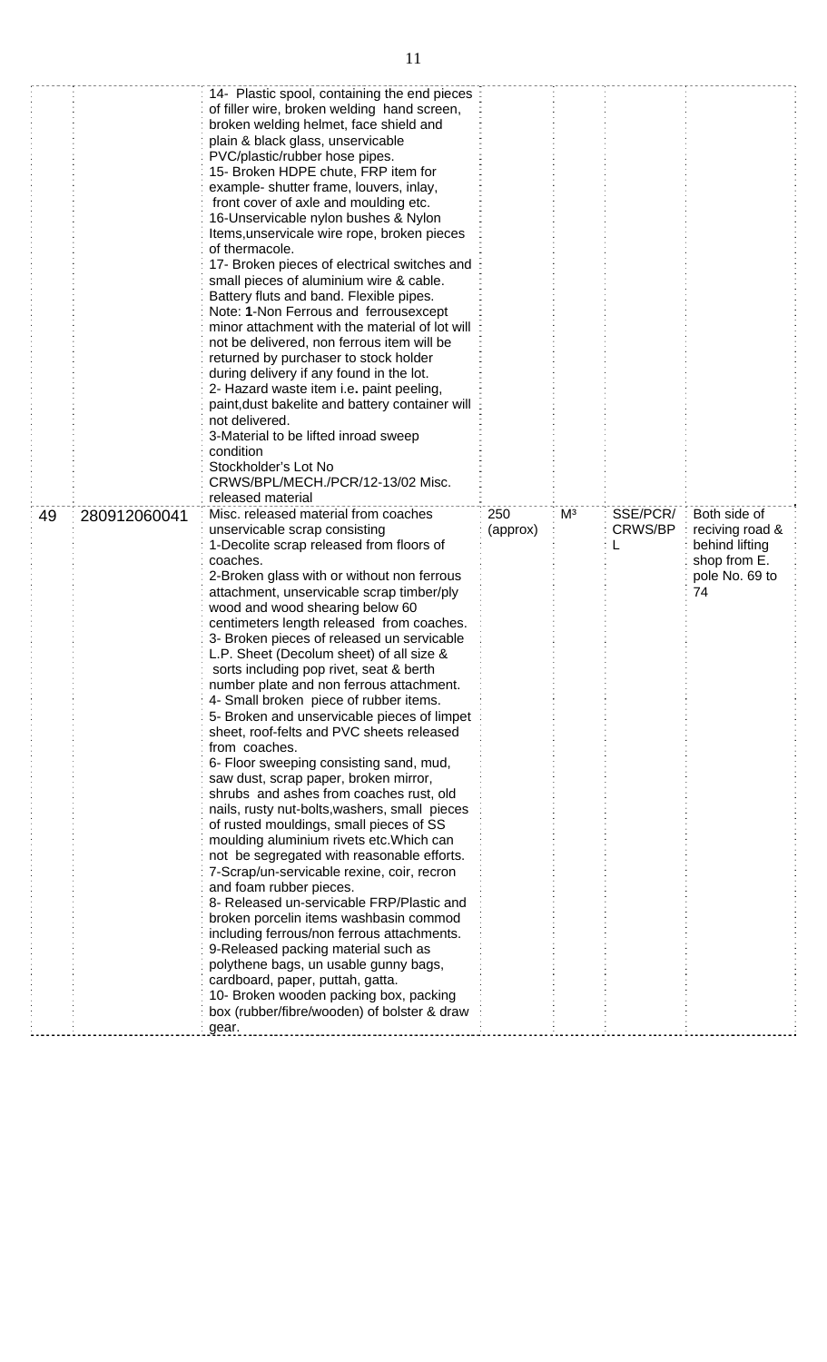| | | | | | | |
|---|---|---|---|---|---|---|
| | | 14- Plastic spool, containing the end pieces of filler wire, broken welding hand screen, broken welding helmet, face shield and plain & black glass, unservicable PVC/plastic/rubber hose pipes.<br>15- Broken HDPE chute, FRP item for example- shutter frame, louvers, inlay, front cover of axle and moulding etc.<br>16-Unservicable nylon bushes & Nylon Items,unservicale wire rope, broken pieces of thermacole.<br>17- Broken pieces of electrical switches and small pieces of aluminium wire & cable. Battery fluts and band. Flexible pipes.<br>Note: **1**-Non Ferrous and ferrousexcept minor attachment with the material of lot will not be delivered, non ferrous item will be returned by purchaser to stock holder during delivery if any found in the lot.<br>2- Hazard waste item i.e. paint peeling, paint,dust bakelite and battery container will not delivered.<br>3-Material to be lifted inroad sweep condition<br>Stockholder's Lot No CRWS/BPL/MECH./PCR/12-13/02 Misc. released material | | | | |
| 49 | 280912060041 | Misc. released material from coaches unservicable scrap consisting<br>1-Decolite scrap released from floors of coaches.<br>2-Broken glass with or without non ferrous attachment, unservicable scrap timber/ply wood and wood shearing below 60 centimeters length released from coaches.<br>3- Broken pieces of released un servicable L.P. Sheet (Decolum sheet) of all size & sorts including pop rivet, seat & berth number plate and non ferrous attachment.<br>4- Small broken piece of rubber items.<br>5- Broken and unservicable pieces of limpet sheet, roof-felts and PVC sheets released from coaches.<br>6- Floor sweeping consisting sand, mud, saw dust, scrap paper, broken mirror, shrubs and ashes from coaches rust, old nails, rusty nut-bolts,washers, small pieces of rusted mouldings, small pieces of SS moulding aluminium rivets etc.Which can not be segregated with reasonable efforts.<br>7-Scrap/un-servicable rexine, coir, recron and foam rubber pieces.<br>8- Released un-servicable FRP/Plastic and broken porcelin items washbasin commod including ferrous/non ferrous attachments.<br>9-Released packing material such as polythene bags, un usable gunny bags, cardboard, paper, puttah, gatta.<br>10- Broken wooden packing box, packing box (rubber/fibre/wooden) of bolster & draw gear. | 250 (approx) | $M^3$ | SSE/PCR/ CRWS/BPL | Both side of reciving road & behind lifting shop from E. pole No. 69 to 74 |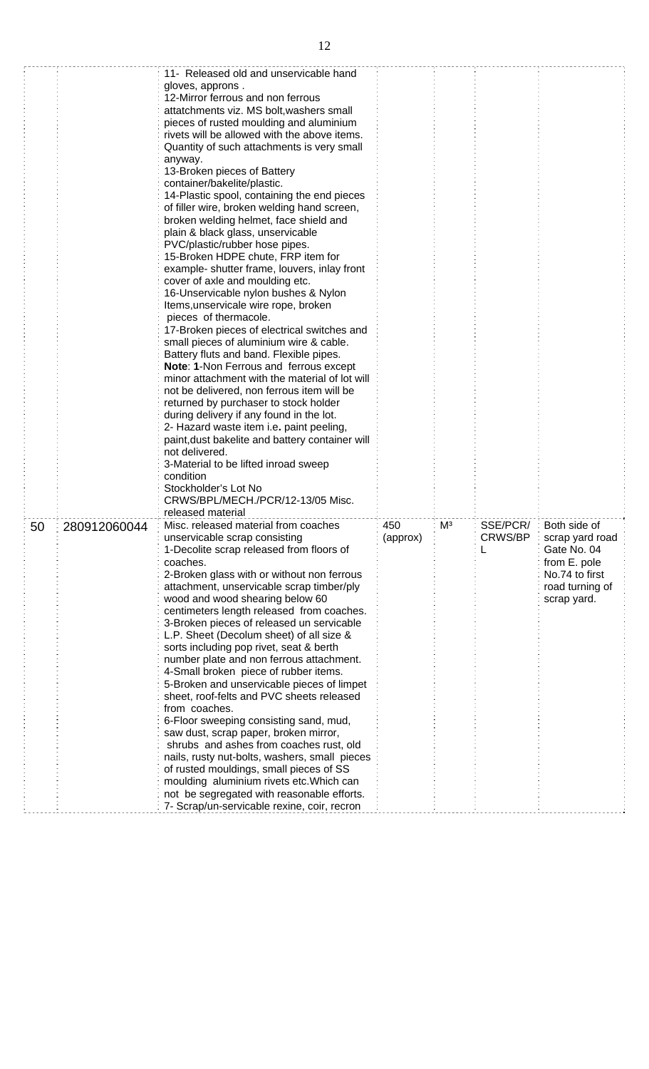| | | | | | | |
|---|---|---|---|---|---|---|
| | | 11- Released old and unservicable hand gloves, approns .<br>12-Mirror ferrous and non ferrous attatchments viz. MS bolt,washers small pieces of rusted moulding and aluminium rivets will be allowed with the above items. Quantity of such attachments is very small anyway.<br>13-Broken pieces of Battery container/bakelite/plastic.<br>14-Plastic spool, containing the end pieces of filler wire, broken welding hand screen, broken welding helmet, face shield and plain & black glass, unservicable PVC/plastic/rubber hose pipes.<br>15-Broken HDPE chute, FRP item for example- shutter frame, louvers, inlay front cover of axle and moulding etc.<br>16-Unservicable nylon bushes & Nylon Items,unservicale wire rope, broken pieces of thermacole.<br>17-Broken pieces of electrical switches and small pieces of aluminium wire & cable. Battery fluts and band. Flexible pipes.<br>**Note**: **1**-Non Ferrous and ferrous except minor attachment with the material of lot will not be delivered, non ferrous item will be returned by purchaser to stock holder during delivery if any found in the lot.<br>2- Hazard waste item i.e**.** paint peeling, paint,dust bakelite and battery container will not delivered.<br>3-Material to be lifted inroad sweep condition<br>Stockholder's Lot No CRWS/BPL/MECH./PCR/12-13/05 Misc. released material | | | | |
| 50 | 280912060044 | Misc. released material from coaches unservicable scrap consisting<br>1-Decolite scrap released from floors of coaches.<br>2-Broken glass with or without non ferrous attachment, unservicable scrap timber/ply wood and wood shearing below 60 centimeters length released from coaches.<br>3-Broken pieces of released un servicable L.P. Sheet (Decolum sheet) of all size & sorts including pop rivet, seat & berth number plate and non ferrous attachment.<br>4-Small broken piece of rubber items.<br>5-Broken and unservicable pieces of limpet sheet, roof-felts and PVC sheets released from coaches.<br>6-Floor sweeping consisting sand, mud, saw dust, scrap paper, broken mirror, shrubs and ashes from coaches rust, old nails, rusty nut-bolts, washers, small pieces of rusted mouldings, small pieces of SS moulding aluminium rivets etc.Which can not be segregated with reasonable efforts.<br>7- Scrap/un-servicable rexine, coir, recron | 450 (approx) | $M^3$ | SSE/PCR/ CRWS/BPL | Both side of scrap yard road Gate No. 04 from E. pole No.74 to first road turning of scrap yard. |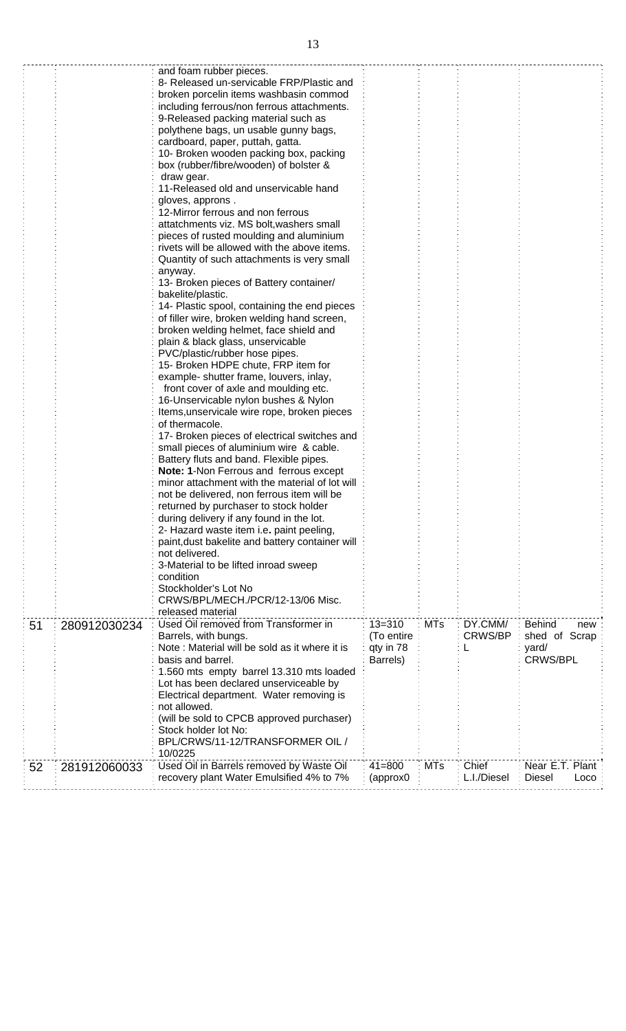| | | | | | | |
|---|---|---|---|---|---|---|
| | | and foam rubber pieces.<br>8- Released un-servicable FRP/Plastic and broken porcelin items washbasin commod including ferrous/non ferrous attachments.<br>9-Released packing material such as polythene bags, un usable gunny bags, cardboard, paper, puttah, gatta.<br>10- Broken wooden packing box, packing box (rubber/fibre/wooden) of bolster & draw gear.<br>11-Released old and unservicable hand gloves, approns .<br>12-Mirror ferrous and non ferrous attatchments viz. MS bolt,washers small pieces of rusted moulding and aluminium rivets will be allowed with the above items. Quantity of such attachments is very small anyway.<br>13- Broken pieces of Battery container/ bakelite/plastic.<br>14- Plastic spool, containing the end pieces of filler wire, broken welding hand screen, broken welding helmet, face shield and plain & black glass, unservicable PVC/plastic/rubber hose pipes.<br>15- Broken HDPE chute, FRP item for example- shutter frame, louvers, inlay, front cover of axle and moulding etc.<br>16-Unservicable nylon bushes & Nylon Items,unservicale wire rope, broken pieces of thermacole.<br>17- Broken pieces of electrical switches and small pieces of aluminium wire & cable. Battery fluts and band. Flexible pipes.<br>**Note: 1**-Non Ferrous and ferrous except minor attachment with the material of lot will not be delivered, non ferrous item will be returned by purchaser to stock holder during delivery if any found in the lot.<br>2- Hazard waste item i.e. paint peeling, paint,dust bakelite and battery container will not delivered.<br>3-Material to be lifted inroad sweep condition<br>Stockholder's Lot No CRWS/BPL/MECH./PCR/12-13/06 Misc. released material | | | | |
| 51 | 280912030234 | Used Oil removed from Transformer in Barrels, with bungs.<br>Note : Material will be sold as it where it is basis and barrel.<br>1.560 mts empty barrel 13.310 mts loaded Lot has been declared unserviceable by Electrical department. Water removing is not allowed.<br>(will be sold to CPCB approved purchaser)<br>Stock holder lot No: BPL/CRWS/11-12/TRANSFORMER OIL / 10/0225 | 13=310 (To entire qty in 78 Barrels) | MTs | DY.CMM/ CRWS/BPL | Behind new shed of Scrap yard/ CRWS/BPL |
| 52 | 281912060033 | Used Oil in Barrels removed by Waste Oil recovery plant Water Emulsified 4% to 7% | 41=800 (approx0 | MTs | Chief L.I./Diesel | Near E.T. Plant Diesel Loco |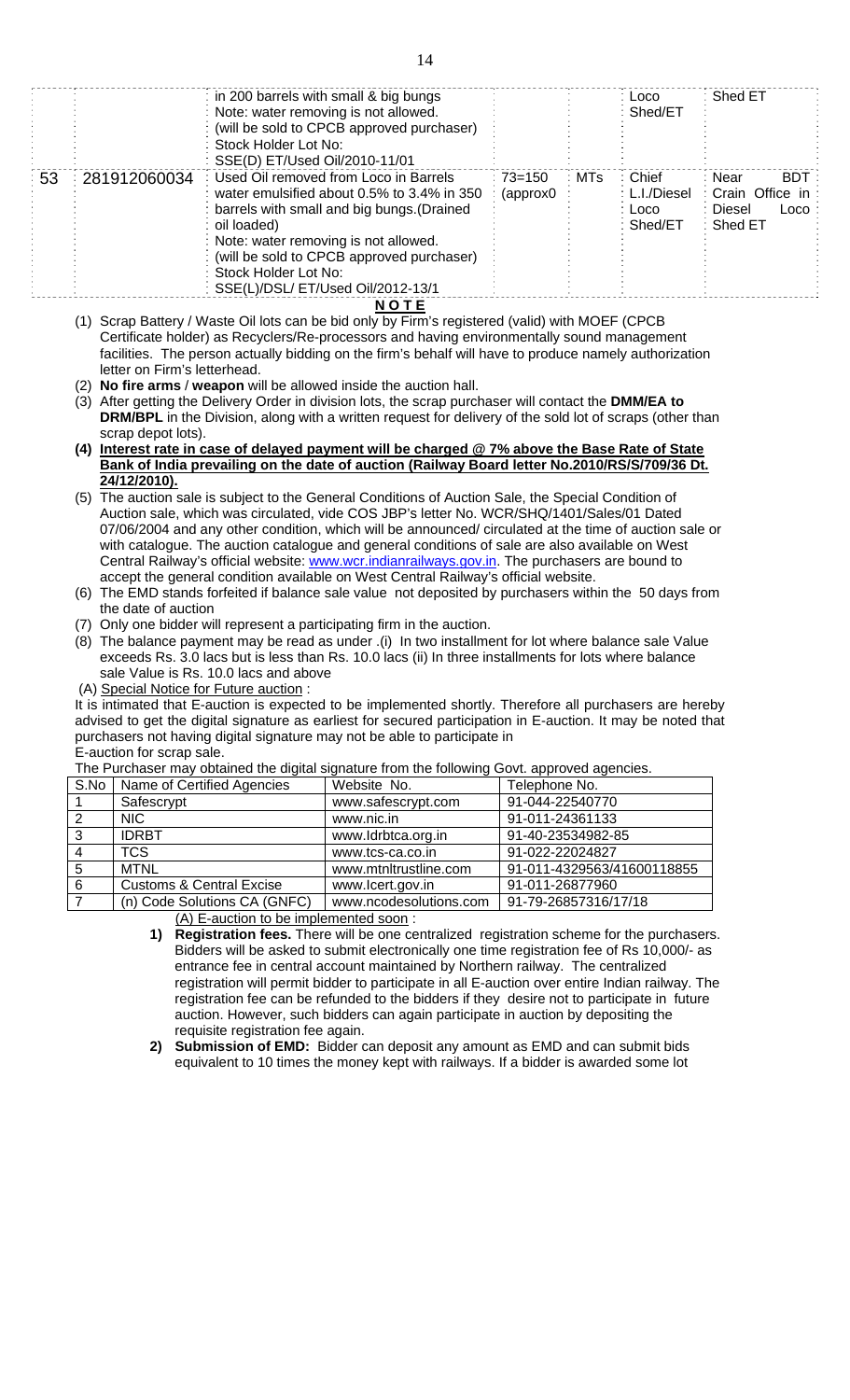|  |  | in 200 barrels with small & big bungs<br>Note: water removing is not allowed.<br>(will be sold to CPCB approved purchaser)<br>Stock Holder Lot No:<br>SSE(D) ET/Used Oil/2010-11/01 |  |  | Loco Shed/ET | Shed ET |
|---|---|---|---|---|---|---|
| 53 | 281912060034 | Used Oil removed from Loco in Barrels water emulsified about 0.5% to 3.4% in 350 barrels with small and big bungs.(Drained oil loaded)<br>Note: water removing is not allowed.<br>(will be sold to CPCB approved purchaser)<br>Stock Holder Lot No:<br>SSE(L)/DSL/ ET/Used Oil/2012-13/1 | 73=150 (approx0 | MTs | Chief L.I./Diesel Loco Shed/ET | Near BDT Crain Office in Diesel Loco Shed ET |

**NOTE**

(1) Scrap Battery / Waste Oil lots can be bid only by Firm's registered (valid) with MOEF (CPCB Certificate holder) as Recyclers/Re-processors and having environmentally sound management facilities. The person actually bidding on the firm's behalf will have to produce namely authorization letter on Firm's letterhead.

(2) **No fire arms** / **weapon** will be allowed inside the auction hall.

(3) After getting the Delivery Order in division lots, the scrap purchaser will contact the **DMM/EA to DRM/BPL** in the Division, along with a written request for delivery of the sold lot of scraps (other than scrap depot lots).

(4) **Interest rate in case of delayed payment will be charged @ 7% above the Base Rate of State Bank of India prevailing on the date of auction (Railway Board letter No.2010/RS/S/709/36 Dt. 24/12/2010).**

(5) The auction sale is subject to the General Conditions of Auction Sale, the Special Condition of Auction sale, which was circulated, vide COS JBP's letter No. WCR/SHQ/1401/Sales/01 Dated 07/06/2004 and any other condition, which will be announced/ circulated at the time of auction sale or with catalogue. The auction catalogue and general conditions of sale are also available on West Central Railway's official website: www.wcr.indianrailways.gov.in. The purchasers are bound to accept the general condition available on West Central Railway's official website.

(6) The EMD stands forfeited if balance sale value not deposited by purchasers within the 50 days from the date of auction

(7) Only one bidder will represent a participating firm in the auction.

(8) The balance payment may be read as under .(i) In two installment for lot where balance sale Value exceeds Rs. 3.0 lacs but is less than Rs. 10.0 lacs (ii) In three installments for lots where balance sale Value is Rs. 10.0 lacs and above

(A) Special Notice for Future auction :

It is intimated that E-auction is expected to be implemented shortly. Therefore all purchasers are hereby advised to get the digital signature as earliest for secured participation in E-auction. It may be noted that purchasers not having digital signature may not be able to participate in E-auction for scrap sale.

The Purchaser may obtained the digital signature from the following Govt. approved agencies.

| S.No | Name of Certified Agencies | Website No. | Telephone No. |
|---|---|---|---|
| 1 | Safescrypt | www.safescrypt.com | 91-044-22540770 |
| 2 | NIC | www.nic.in | 91-011-24361133 |
| 3 | IDRBT | www.Idrbtca.org.in | 91-40-23534982-85 |
| 4 | TCS | www.tcs-ca.co.in | 91-022-22024827 |
| 5 | MTNL | www.mtnltrustline.com | 91-011-4329563/41600118855 |
| 6 | Customs & Central Excise | www.Icert.gov.in | 91-011-26877960 |
| 7 | (n) Code Solutions CA (GNFC) | www.ncodesolutions.com | 91-79-26857316/17/18 |

(A) E-auction to be implemented soon :

1) **Registration fees.** There will be one centralized registration scheme for the purchasers. Bidders will be asked to submit electronically one time registration fee of Rs 10,000/- as entrance fee in central account maintained by Northern railway. The centralized registration will permit bidder to participate in all E-auction over entire Indian railway. The registration fee can be refunded to the bidders if they desire not to participate in future auction. However, such bidders can again participate in auction by depositing the requisite registration fee again.

2) **Submission of EMD:** Bidder can deposit any amount as EMD and can submit bids equivalent to 10 times the money kept with railways. If a bidder is awarded some lot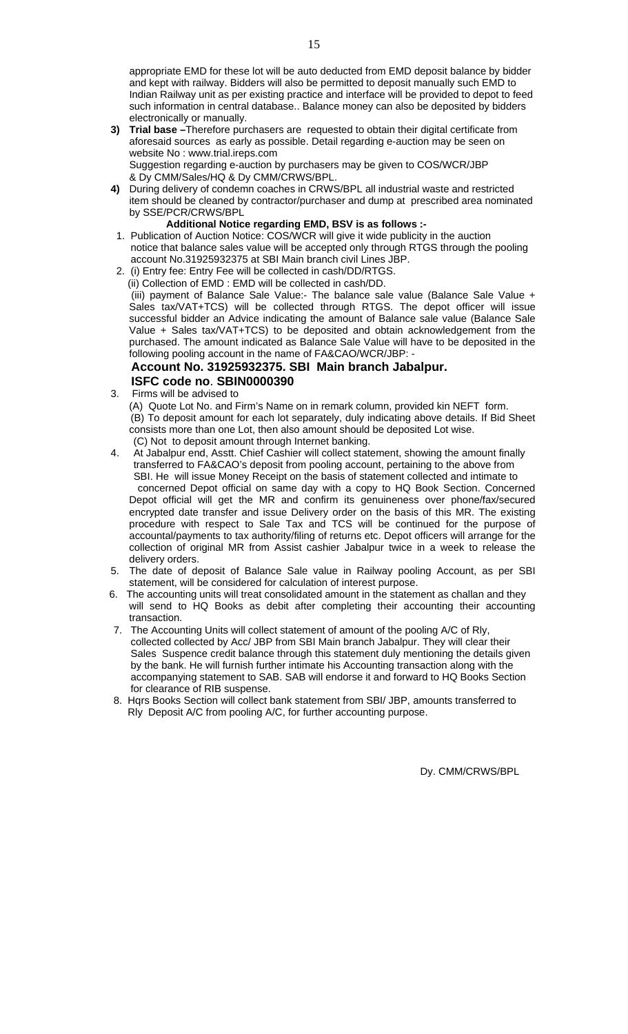appropriate EMD for these lot will be auto deducted from EMD deposit balance by bidder and kept with railway. Bidders will also be permitted to deposit manually such EMD to Indian Railway unit as per existing practice and interface will be provided to depot to feed such information in central database.. Balance money can also be deposited by bidders electronically or manually.

**3)** **Trial base –**Therefore purchasers are requested to obtain their digital certificate from aforesaid sources as early as possible. Detail regarding e-auction may be seen on website No : www.trial.ireps.com
Suggestion regarding e-auction by purchasers may be given to COS/WCR/JBP & Dy CMM/Sales/HQ & Dy CMM/CRWS/BPL.

**4)** During delivery of condemn coaches in CRWS/BPL all industrial waste and restricted item should be cleaned by contractor/purchaser and dump at prescribed area nominated by SSE/PCR/CRWS/BPL

**Additional Notice regarding EMD, BSV is as follows :-**

1. Publication of Auction Notice: COS/WCR will give it wide publicity in the auction notice that balance sales value will be accepted only through RTGS through the pooling account No.31925932375 at SBI Main branch civil Lines JBP.
2. (i) Entry fee: Entry Fee will be collected in cash/DD/RTGS.
   (ii) Collection of EMD : EMD will be collected in cash/DD.
   (iii) payment of Balance Sale Value:- The balance sale value (Balance Sale Value + Sales tax/VAT+TCS) will be collected through RTGS. The depot officer will issue successful bidder an Advice indicating the amount of Balance sale value (Balance Sale Value + Sales tax/VAT+TCS) to be deposited and obtain acknowledgement from the purchased. The amount indicated as Balance Sale Value will have to be deposited in the following pooling account in the name of FA&CAO/WCR/JBP: -

   **Account No. 31925932375. SBI Main branch Jabalpur.**
   **ISFC code no. SBIN0000390**

3. Firms will be advised to
   (A) Quote Lot No. and Firm's Name on in remark column, provided kin NEFT form.
   (B) To deposit amount for each lot separately, duly indicating above details. If Bid Sheet consists more than one Lot, then also amount should be deposited Lot wise.
   (C) Not to deposit amount through Internet banking.
4. At Jabalpur end, Asstt. Chief Cashier will collect statement, showing the amount finally transferred to FA&CAO's deposit from pooling account, pertaining to the above from SBI. He will issue Money Receipt on the basis of statement collected and intimate to concerned Depot official on same day with a copy to HQ Book Section. Concerned Depot official will get the MR and confirm its genuineness over phone/fax/secured encrypted date transfer and issue Delivery order on the basis of this MR. The existing procedure with respect to Sale Tax and TCS will be continued for the purpose of accountal/payments to tax authority/filing of returns etc. Depot officers will arrange for the collection of original MR from Assist cashier Jabalpur twice in a week to release the delivery orders.
5. The date of deposit of Balance Sale value in Railway pooling Account, as per SBI statement, will be considered for calculation of interest purpose.
6. The accounting units will treat consolidated amount in the statement as challan and they will send to HQ Books as debit after completing their accounting their accounting transaction.
7. The Accounting Units will collect statement of amount of the pooling A/C of Rly, collected collected by Acc/ JBP from SBI Main branch Jabalpur. They will clear their Sales Suspence credit balance through this statement duly mentioning the details given by the bank. He will furnish further intimate his Accounting transaction along with the accompanying statement to SAB. SAB will endorse it and forward to HQ Books Section for clearance of RIB suspense.
8. Hqrs Books Section will collect bank statement from SBI/ JBP, amounts transferred to Rly Deposit A/C from pooling A/C, for further accounting purpose.

Dy. CMM/CRWS/BPL